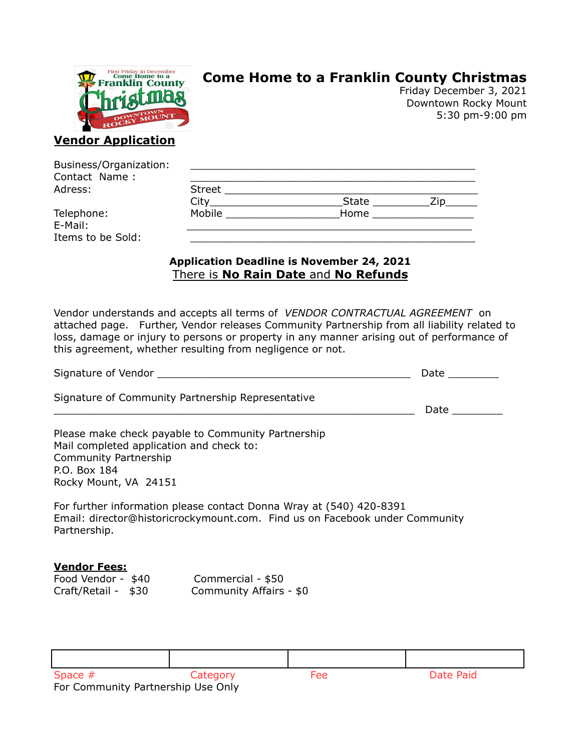# Come Home to a Franklin County Christmas

Friday December 3, 2021
Downtown Rocky Mount
5:30 pm-9:00 pm

## Vendor Application

Business/Organization: ____________________________________________

Contact Name : ____________________________________________

Adress: Street ____________________________________________

City_____________________State _________Zip_____

Telephone: Mobile __________________Home ________________

E-Mail: ____________________________________________

Items to be Sold: ____________________________________________

**Application Deadline is November 24, 2021**

There is **No Rain Date** and **No Refunds**

Vendor understands and accepts all terms of *VENDOR CONTRACTUAL AGREEMENT* on attached page. Further, Vendor releases Community Partnership from all liability related to loss, damage or injury to persons or property in any manner arising out of performance of this agreement, whether resulting from negligence or not.

Signature of Vendor ________________________________________ Date ________

Signature of Community Partnership Representative

________________________________________________________ Date ________

Please make check payable to Community Partnership
Mail completed application and check to:
Community Partnership
P.O. Box 184
Rocky Mount, VA 24151

For further information please contact Donna Wray at (540) 420-8391
Email: director@historicrockymount.com. Find us on Facebook under Community Partnership.

**Vendor Fees:**

Food Vendor - $40 Commercial - $50
Craft/Retail - $30 Community Affairs - $0

| | | | |
|---|---|---|---|
| Space # | Category | Fee | Date Paid |

For Community Partnership Use Only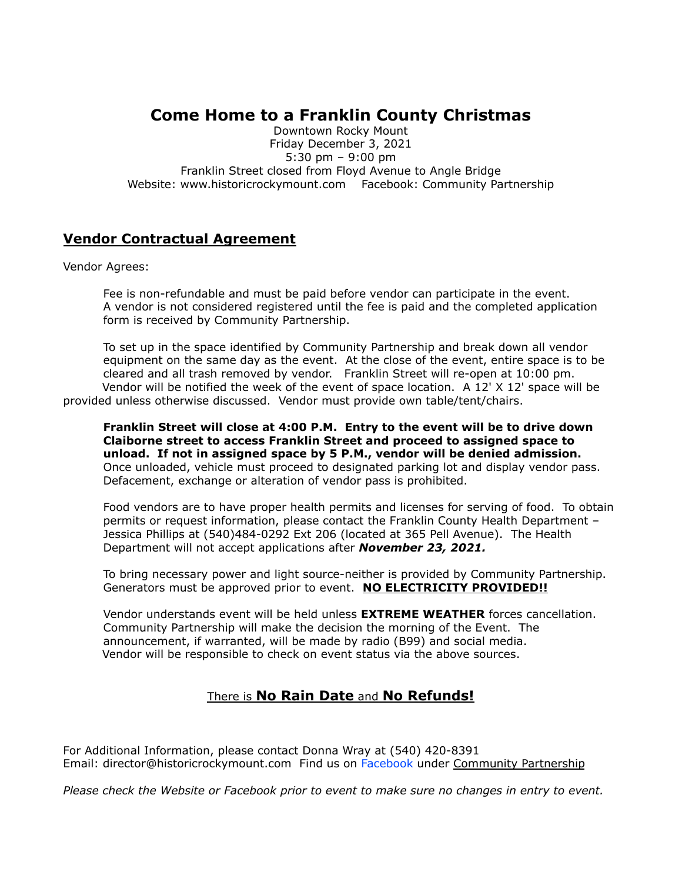# Come Home to a Franklin County Christmas

Downtown Rocky Mount
Friday December 3, 2021
5:30 pm – 9:00 pm
Franklin Street closed from Floyd Avenue to Angle Bridge
Website: www.historicrockymount.com Facebook: Community Partnership

## Vendor Contractual Agreement

Vendor Agrees:

Fee is non-refundable and must be paid before vendor can participate in the event. A vendor is not considered registered until the fee is paid and the completed application form is received by Community Partnership.

To set up in the space identified by Community Partnership and break down all vendor equipment on the same day as the event. At the close of the event, entire space is to be cleared and all trash removed by vendor. Franklin Street will re-open at 10:00 pm. Vendor will be notified the week of the event of space location. A 12' X 12' space will be provided unless otherwise discussed. Vendor must provide own table/tent/chairs.

**Franklin Street will close at 4:00 P.M. Entry to the event will be to drive down Claiborne street to access Franklin Street and proceed to assigned space to unload. If not in assigned space by 5 P.M., vendor will be denied admission.** Once unloaded, vehicle must proceed to designated parking lot and display vendor pass. Defacement, exchange or alteration of vendor pass is prohibited.

Food vendors are to have proper health permits and licenses for serving of food. To obtain permits or request information, please contact the Franklin County Health Department – Jessica Phillips at (540)484-0292 Ext 206 (located at 365 Pell Avenue). The Health Department will not accept applications after ***November 23, 2021.***

To bring necessary power and light source-neither is provided by Community Partnership. Generators must be approved prior to event. **NO ELECTRICITY PROVIDED!!**

Vendor understands event will be held unless **EXTREME WEATHER** forces cancellation. Community Partnership will make the decision the morning of the Event. The announcement, if warranted, will be made by radio (B99) and social media. Vendor will be responsible to check on event status via the above sources.

There is **No Rain Date** and **No Refunds!**

For Additional Information, please contact Donna Wray at (540) 420-8391
Email: director@historicrockymount.com Find us on Facebook under Community Partnership

*Please check the Website or Facebook prior to event to make sure no changes in entry to event.*